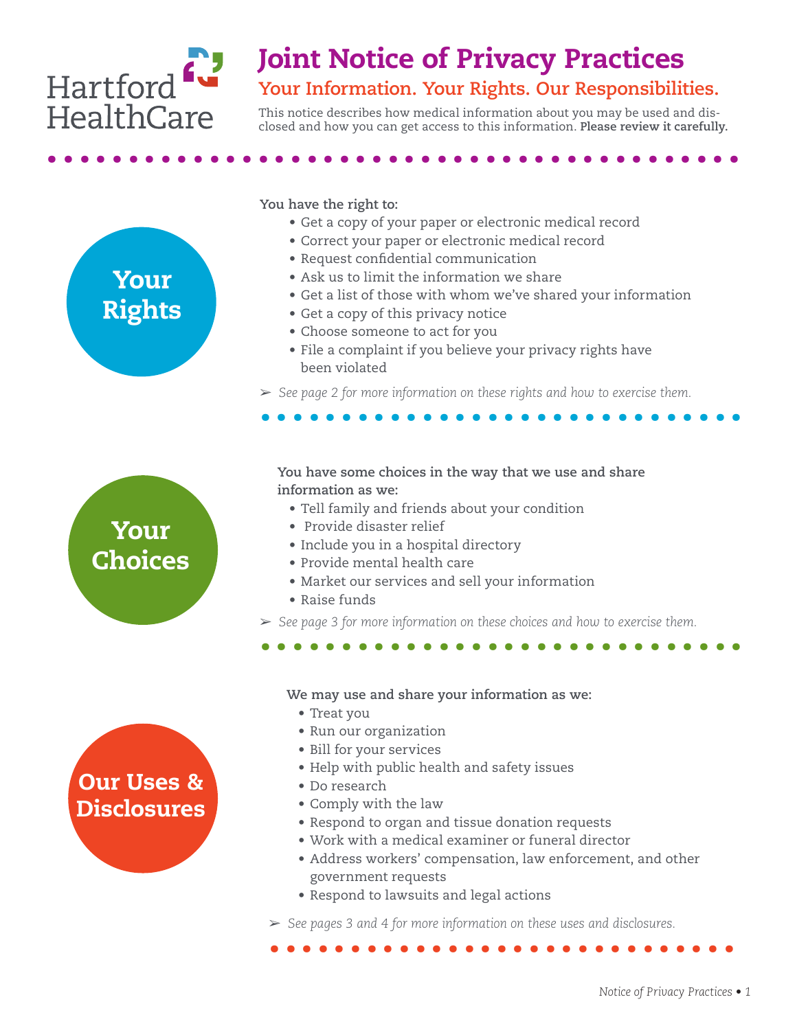Hartford HealthCare

# Joint Notice of Privacy Practices

## Your Information. Your Rights. Our Responsibilities.

This notice describes how medical information about you may be used and disclosed and how you can get access to this information. **Please review it carefully.**

## Your Rights

**You have the right to:**

- Get a copy of your paper or electronic medical record
- Correct your paper or electronic medical record
- Request confidential communication
- Ask us to limit the information we share
- Get a list of those with whom we've shared your information
- Get a copy of this privacy notice
- Choose someone to act for you
- File a complaint if you believe your privacy rights have been violated

➢ *See page 2 for more information on these rights and how to exercise them.*

## Your Choices

**You have some choices in the way that we use and share information as we:**

- Tell family and friends about your condition
- Provide disaster relief
- Include you in a hospital directory
- Provide mental health care
- Market our services and sell your information
- Raise funds

➢ *See page 3 for more information on these choices and how to exercise them.*

## Our Uses & Disclosures

**We may use and share your information as we:**

- Treat you
- Run our organization
- Bill for your services
- Help with public health and safety issues
- Do research
- Comply with the law
- Respond to organ and tissue donation requests
- Work with a medical examiner or funeral director
- Address workers' compensation, law enforcement, and other government requests
- Respond to lawsuits and legal actions

➢ *See pages 3 and 4 for more information on these uses and disclosures.*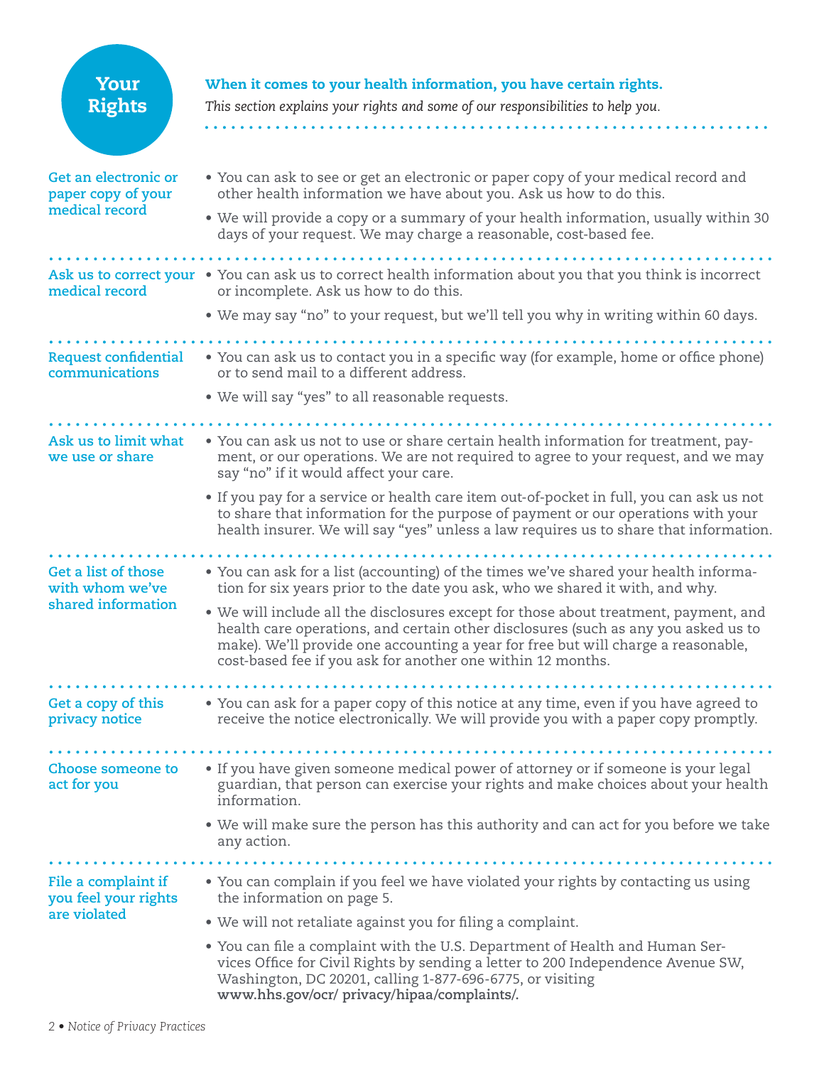# Your Rights

**When it comes to your health information, you have certain rights.**

*This section explains your rights and some of our responsibilities to help you.*

### Get an electronic or paper copy of your medical record

- You can ask to see or get an electronic or paper copy of your medical record and other health information we have about you. Ask us how to do this.
- We will provide a copy or a summary of your health information, usually within 30 days of your request. We may charge a reasonable, cost-based fee.

### Ask us to correct your medical record

- You can ask us to correct health information about you that you think is incorrect or incomplete. Ask us how to do this.
- We may say "no" to your request, but we'll tell you why in writing within 60 days.

### Request confidential communications

- You can ask us to contact you in a specific way (for example, home or office phone) or to send mail to a different address.
- We will say "yes" to all reasonable requests.

### Ask us to limit what we use or share

- You can ask us not to use or share certain health information for treatment, payment, or our operations. We are not required to agree to your request, and we may say "no" if it would affect your care.
- If you pay for a service or health care item out-of-pocket in full, you can ask us not to share that information for the purpose of payment or our operations with your health insurer. We will say "yes" unless a law requires us to share that information.

### Get a list of those with whom we've shared information

- You can ask for a list (accounting) of the times we've shared your health information for six years prior to the date you ask, who we shared it with, and why.
- We will include all the disclosures except for those about treatment, payment, and health care operations, and certain other disclosures (such as any you asked us to make). We'll provide one accounting a year for free but will charge a reasonable, cost-based fee if you ask for another one within 12 months.

### Get a copy of this privacy notice

- You can ask for a paper copy of this notice at any time, even if you have agreed to receive the notice electronically. We will provide you with a paper copy promptly.

### Choose someone to act for you

- If you have given someone medical power of attorney or if someone is your legal guardian, that person can exercise your rights and make choices about your health information.
- We will make sure the person has this authority and can act for you before we take any action.

### File a complaint if you feel your rights are violated

- You can complain if you feel we have violated your rights by contacting us using the information on page 5.
- We will not retaliate against you for filing a complaint.
- You can file a complaint with the U.S. Department of Health and Human Services Office for Civil Rights by sending a letter to 200 Independence Avenue SW, Washington, DC 20201, calling 1-877-696-6775, or visiting **www.hhs.gov/ocr/ privacy/hipaa/complaints/.**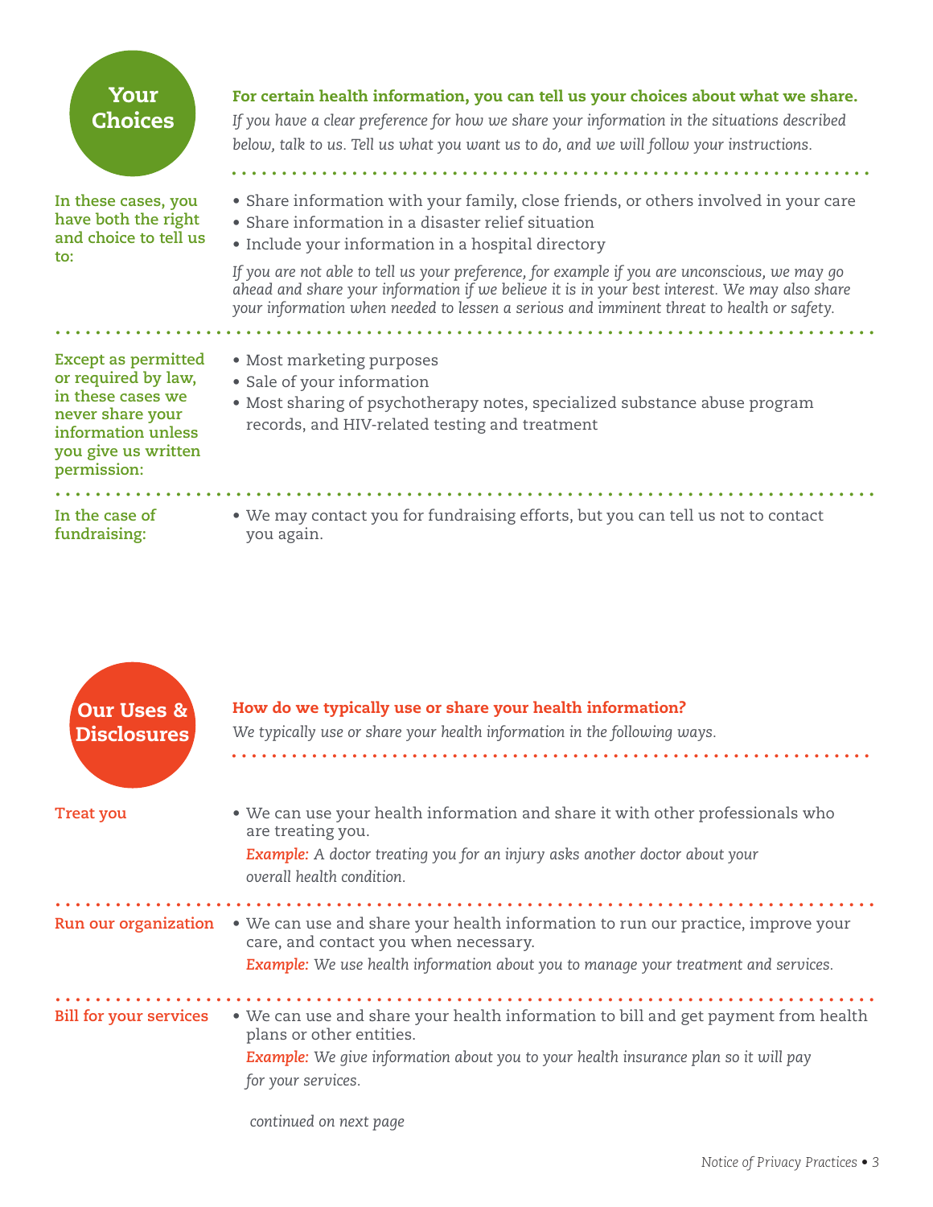## Your Choices

**For certain health information, you can tell us your choices about what we share.**

*If you have a clear preference for how we share your information in the situations described below, talk to us. Tell us what you want us to do, and we will follow your instructions.*

**In these cases, you have both the right and choice to tell us to:**

- Share information with your family, close friends, or others involved in your care
- Share information in a disaster relief situation
- Include your information in a hospital directory

*If you are not able to tell us your preference, for example if you are unconscious, we may go ahead and share your information if we believe it is in your best interest. We may also share your information when needed to lessen a serious and imminent threat to health or safety.*

**Except as permitted or required by law, in these cases we never share your information unless you give us written permission:**

- Most marketing purposes
- Sale of your information
- Most sharing of psychotherapy notes, specialized substance abuse program records, and HIV-related testing and treatment

**In the case of fundraising:**

- We may contact you for fundraising efforts, but you can tell us not to contact you again.

## Our Uses & Disclosures

**How do we typically use or share your health information?**

*We typically use or share your health information in the following ways.*

**Treat you**

- We can use your health information and share it with other professionals who are treating you.

  ***Example:*** *A doctor treating you for an injury asks another doctor about your overall health condition.*

**Run our organization**

- We can use and share your health information to run our practice, improve your care, and contact you when necessary.

  ***Example:*** *We use health information about you to manage your treatment and services.*

**Bill for your services**

- We can use and share your health information to bill and get payment from health plans or other entities.

  ***Example:*** *We give information about you to your health insurance plan so it will pay for your services.*

*continued on next page*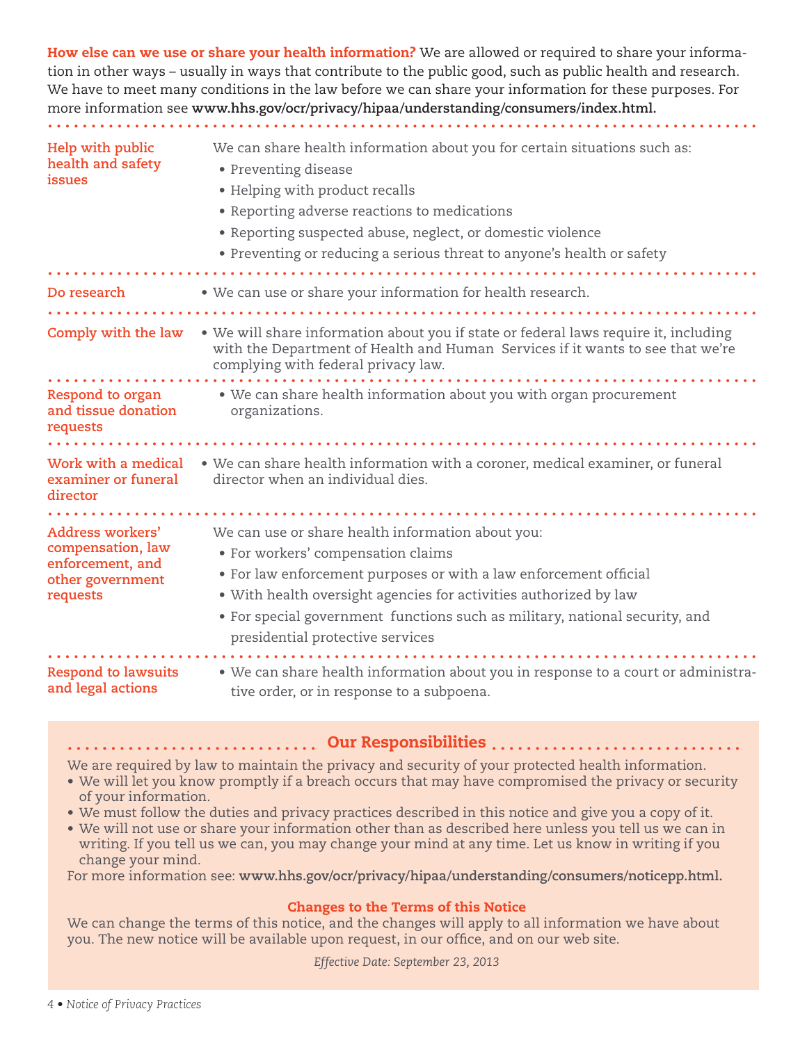**How else can we use or share your health information?** We are allowed or required to share your information in other ways – usually in ways that contribute to the public good, such as public health and research. We have to meet many conditions in the law before we can share your information for these purposes. For more information see **www.hhs.gov/ocr/privacy/hipaa/understanding/consumers/index.html.**

| | |
|---|---|
| **Help with public health and safety issues** | We can share health information about you for certain situations such as:<br>• Preventing disease<br>• Helping with product recalls<br>• Reporting adverse reactions to medications<br>• Reporting suspected abuse, neglect, or domestic violence<br>• Preventing or reducing a serious threat to anyone's health or safety |
| **Do research** | • We can use or share your information for health research. |
| **Comply with the law** | • We will share information about you if state or federal laws require it, including with the Department of Health and Human Services if it wants to see that we're complying with federal privacy law. |
| **Respond to organ and tissue donation requests** | • We can share health information about you with organ procurement organizations. |
| **Work with a medical examiner or funeral director** | • We can share health information with a coroner, medical examiner, or funeral director when an individual dies. |
| **Address workers' compensation, law enforcement, and other government requests** | We can use or share health information about you:<br>• For workers' compensation claims<br>• For law enforcement purposes or with a law enforcement official<br>• With health oversight agencies for activities authorized by law<br>• For special government functions such as military, national security, and presidential protective services |
| **Respond to lawsuits and legal actions** | • We can share health information about you in response to a court or administrative order, or in response to a subpoena. |

## Our Responsibilities

We are required by law to maintain the privacy and security of your protected health information.

- We will let you know promptly if a breach occurs that may have compromised the privacy or security of your information.
- We must follow the duties and privacy practices described in this notice and give you a copy of it.
- We will not use or share your information other than as described here unless you tell us we can in writing. If you tell us we can, you may change your mind at any time. Let us know in writing if you change your mind.

For more information see: **www.hhs.gov/ocr/privacy/hipaa/understanding/consumers/noticepp.html.**

### Changes to the Terms of this Notice

We can change the terms of this notice, and the changes will apply to all information we have about you. The new notice will be available upon request, in our office, and on our web site.

*Effective Date: September 23, 2013*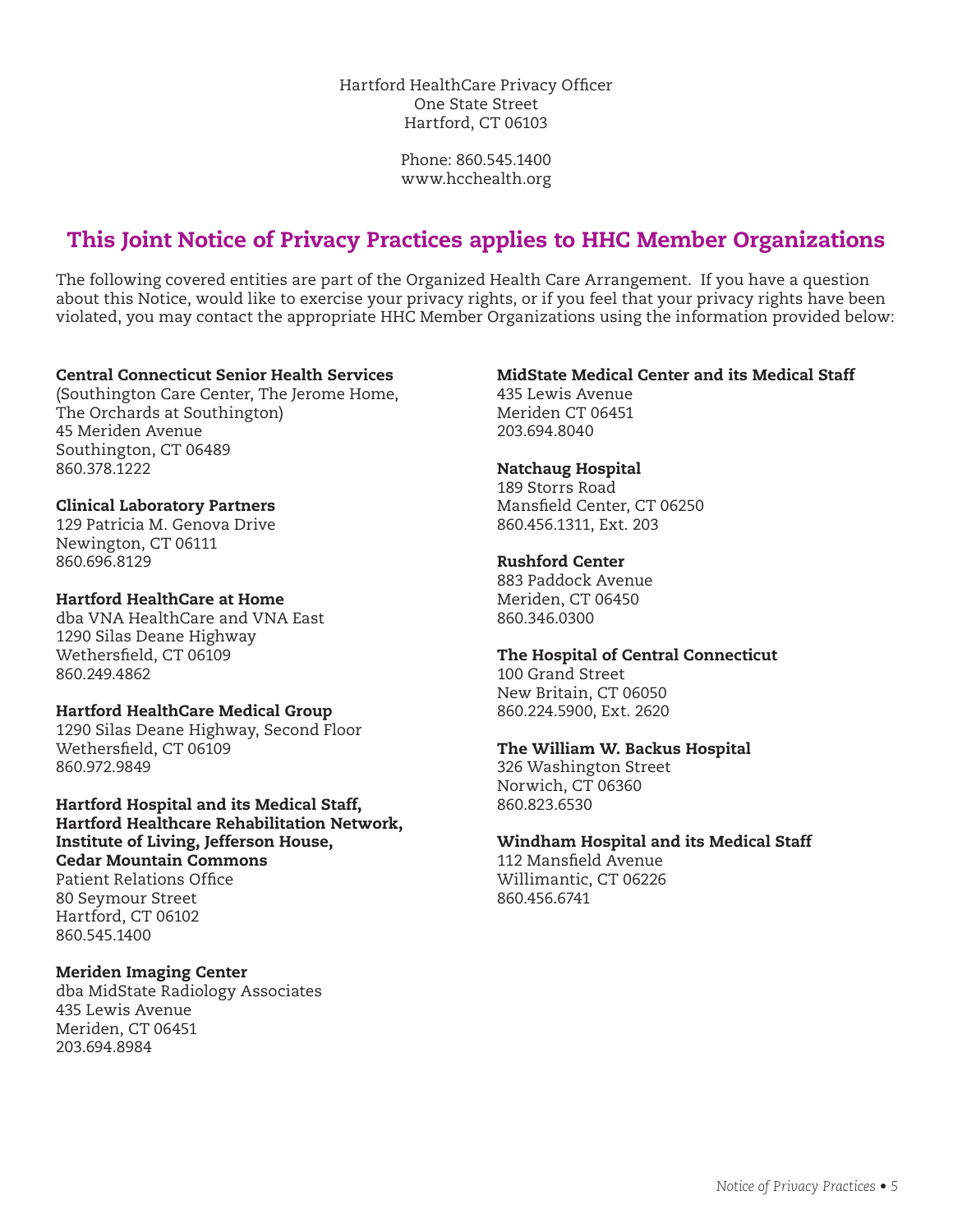Hartford HealthCare Privacy Officer
One State Street
Hartford, CT 06103

Phone: 860.545.1400
www.hcchealth.org

## This Joint Notice of Privacy Practices applies to HHC Member Organizations

The following covered entities are part of the Organized Health Care Arrangement. If you have a question about this Notice, would like to exercise your privacy rights, or if you feel that your privacy rights have been violated, you may contact the appropriate HHC Member Organizations using the information provided below:

**Central Connecticut Senior Health Services**
(Southington Care Center, The Jerome Home, The Orchards at Southington)
45 Meriden Avenue
Southington, CT 06489
860.378.1222

**Clinical Laboratory Partners**
129 Patricia M. Genova Drive
Newington, CT 06111
860.696.8129

**Hartford HealthCare at Home**
dba VNA HealthCare and VNA East
1290 Silas Deane Highway
Wethersfield, CT 06109
860.249.4862

**Hartford HealthCare Medical Group**
1290 Silas Deane Highway, Second Floor
Wethersfield, CT 06109
860.972.9849

**Hartford Hospital and its Medical Staff, Hartford Healthcare Rehabilitation Network, Institute of Living, Jefferson House, Cedar Mountain Commons**
Patient Relations Office
80 Seymour Street
Hartford, CT 06102
860.545.1400

**Meriden Imaging Center**
dba MidState Radiology Associates
435 Lewis Avenue
Meriden, CT 06451
203.694.8984

**MidState Medical Center and its Medical Staff**
435 Lewis Avenue
Meriden CT 06451
203.694.8040

**Natchaug Hospital**
189 Storrs Road
Mansfield Center, CT 06250
860.456.1311, Ext. 203

**Rushford Center**
883 Paddock Avenue
Meriden, CT 06450
860.346.0300

**The Hospital of Central Connecticut**
100 Grand Street
New Britain, CT 06050
860.224.5900, Ext. 2620

**The William W. Backus Hospital**
326 Washington Street
Norwich, CT 06360
860.823.6530

**Windham Hospital and its Medical Staff**
112 Mansfield Avenue
Willimantic, CT 06226
860.456.6741